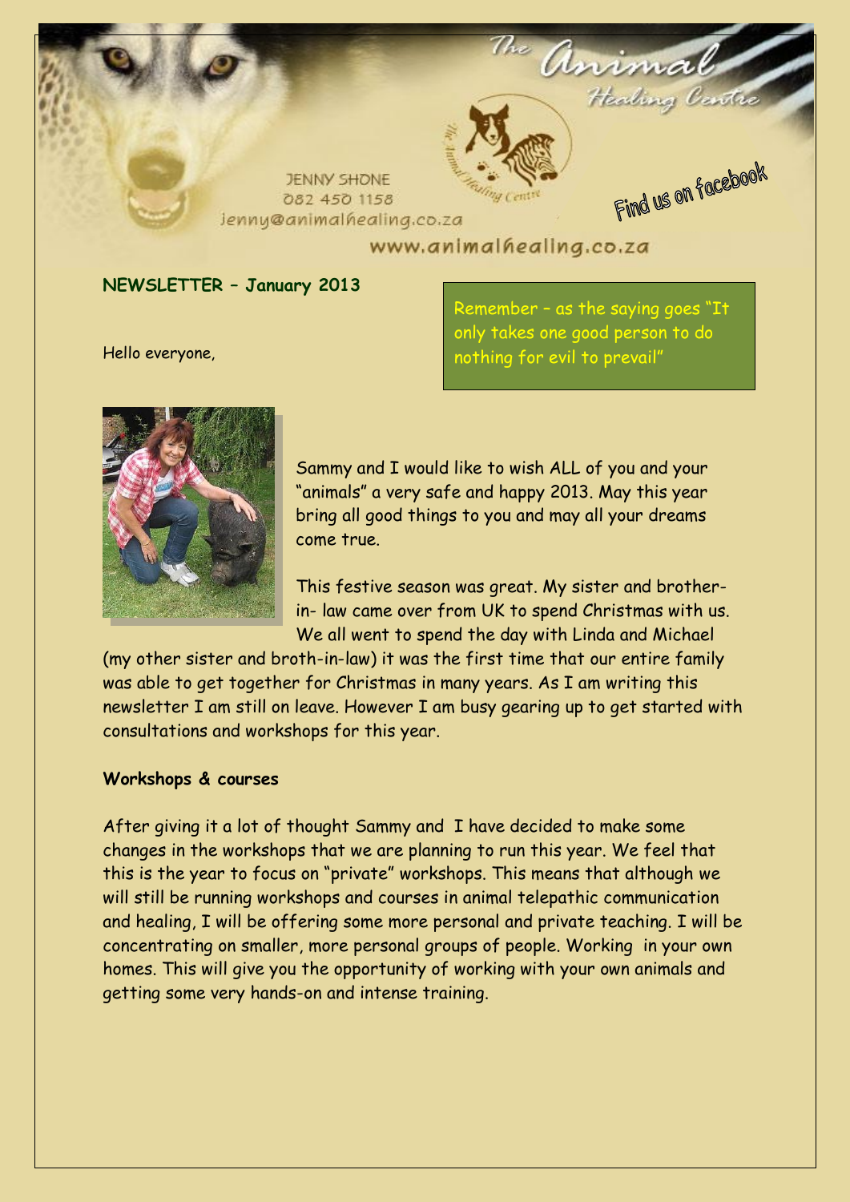JENNY SHONE
082 450 1158
jenny@animalhealing.co.za

The Animal Healing Centre

Find us on facebook

www.animalhealing.co.za

**NEWSLETTER – January 2013**

Remember – as the saying goes "It only takes one good person to do nothing for evil to prevail"

Hello everyone,

Sammy and I would like to wish ALL of you and your "animals" a very safe and happy 2013. May this year bring all good things to you and may all your dreams come true.

This festive season was great. My sister and brother-in- law came over from UK to spend Christmas with us. We all went to spend the day with Linda and Michael (my other sister and broth-in-law) it was the first time that our entire family was able to get together for Christmas in many years. As I am writing this newsletter I am still on leave. However I am busy gearing up to get started with consultations and workshops for this year.

**Workshops & courses**

After giving it a lot of thought Sammy and I have decided to make some changes in the workshops that we are planning to run this year. We feel that this is the year to focus on "private" workshops. This means that although we will still be running workshops and courses in animal telepathic communication and healing, I will be offering some more personal and private teaching. I will be concentrating on smaller, more personal groups of people. Working in your own homes. This will give you the opportunity of working with your own animals and getting some very hands-on and intense training.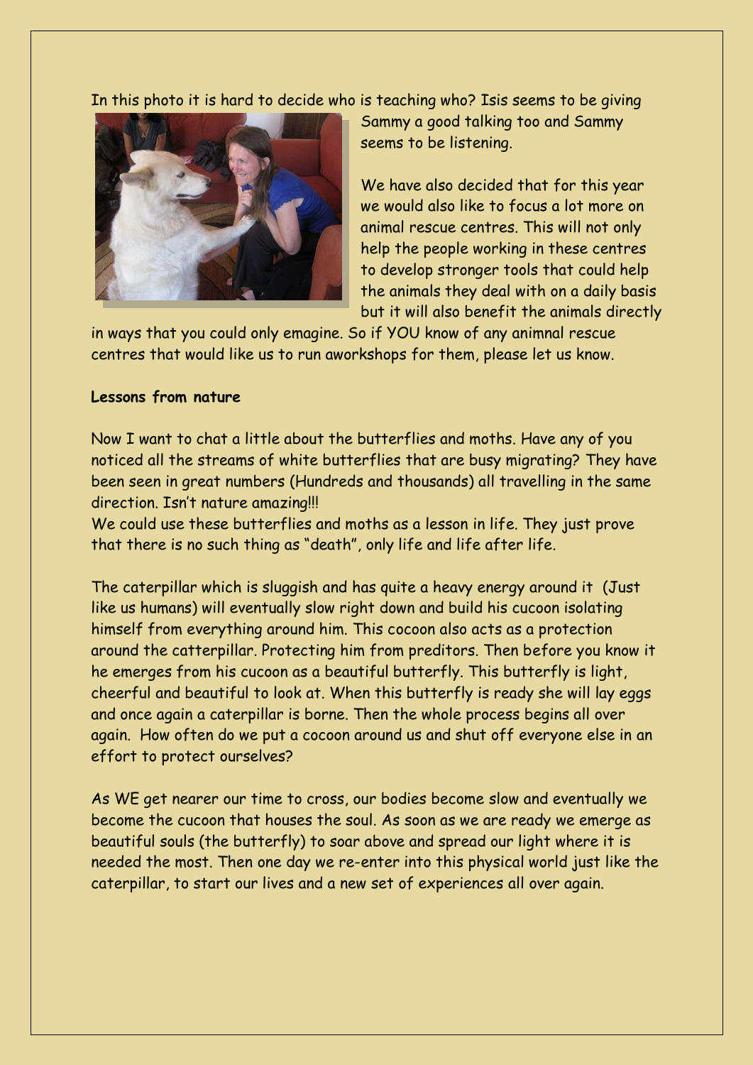In this photo it is hard to decide who is teaching who? Isis seems to be giving Sammy a good talking too and Sammy seems to be listening.

We have also decided that for this year we would also like to focus a lot more on animal rescue centres. This will not only help the people working in these centres to develop stronger tools that could help the animals they deal with on a daily basis but it will also benefit the animals directly in ways that you could only emagine. So if YOU know of any animnal rescue centres that would like us to run aworkshops for them, please let us know.

**Lessons from nature**

Now I want to chat a little about the butterflies and moths. Have any of you noticed all the streams of white butterflies that are busy migrating? They have been seen in great numbers (Hundreds and thousands) all travelling in the same direction. Isn't nature amazing!!!

We could use these butterflies and moths as a lesson in life. They just prove that there is no such thing as "death", only life and life after life.

The caterpillar which is sluggish and has quite a heavy energy around it (Just like us humans) will eventually slow right down and build his cucoon isolating himself from everything around him. This cocoon also acts as a protection around the catterpillar. Protecting him from preditors. Then before you know it he emerges from his cucoon as a beautiful butterfly. This butterfly is light, cheerful and beautiful to look at. When this butterfly is ready she will lay eggs and once again a caterpillar is borne. Then the whole process begins all over again. How often do we put a cocoon around us and shut off everyone else in an effort to protect ourselves?

As WE get nearer our time to cross, our bodies become slow and eventually we become the cucoon that houses the soul. As soon as we are ready we emerge as beautiful souls (the butterfly) to soar above and spread our light where it is needed the most. Then one day we re-enter into this physical world just like the caterpillar, to start our lives and a new set of experiences all over again.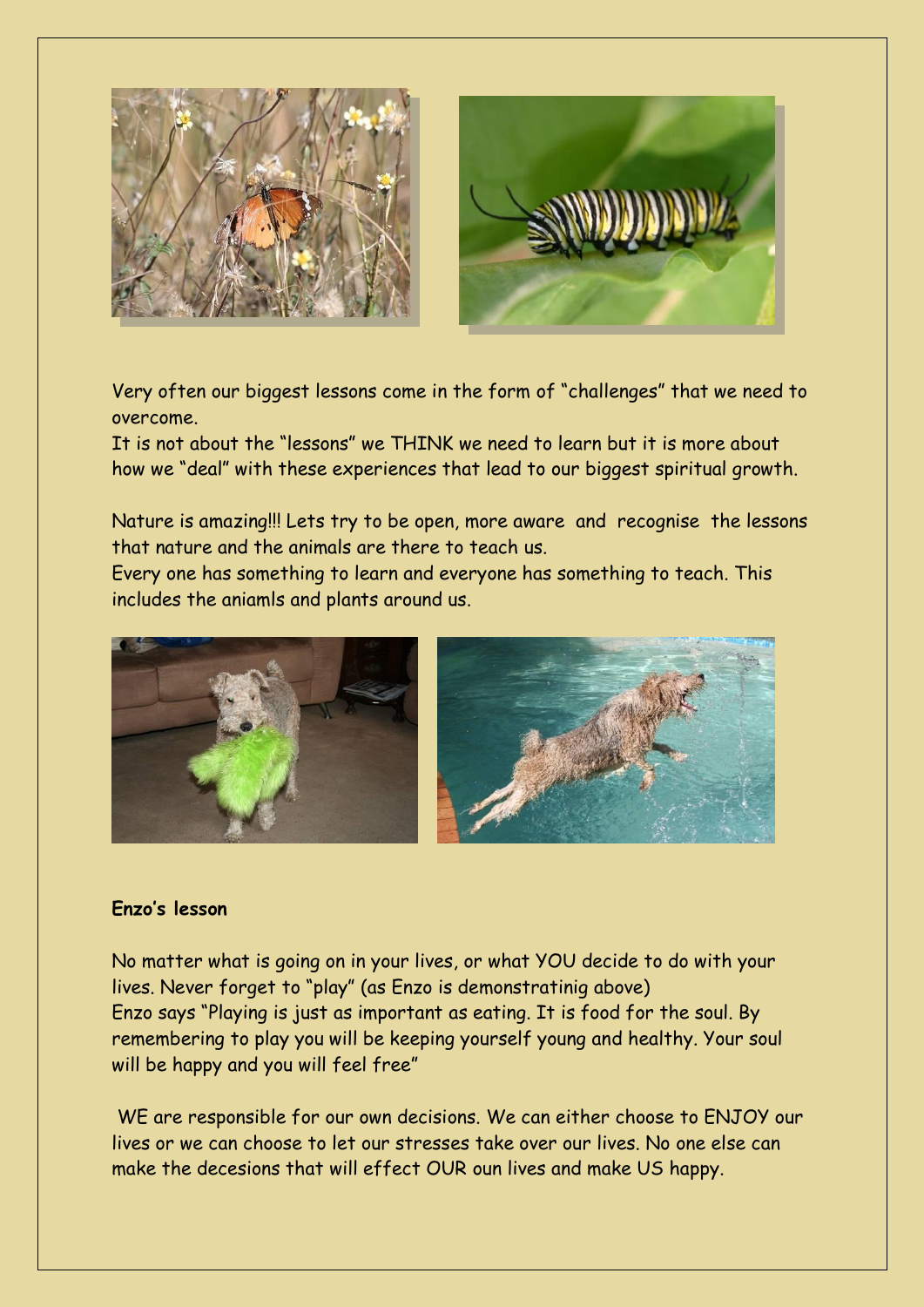Very often our biggest lessons come in the form of "challenges" that we need to overcome.
It is not about the "lessons" we THINK we need to learn but it is more about how we "deal" with these experiences that lead to our biggest spiritual growth.

Nature is amazing!!! Lets try to be open, more aware and recognise the lessons that nature and the animals are there to teach us.
Every one has something to learn and everyone has something to teach. This includes the aniamls and plants around us.

**Enzo's lesson**

No matter what is going on in your lives, or what YOU decide to do with your lives. Never forget to "play" (as Enzo is demonstratinig above)
Enzo says "Playing is just as important as eating. It is food for the soul. By remembering to play you will be keeping yourself young and healthy. Your soul will be happy and you will feel free"

WE are responsible for our own decisions. We can either choose to ENJOY our lives or we can choose to let our stresses take over our lives. No one else can make the decesions that will effect OUR oun lives and make US happy.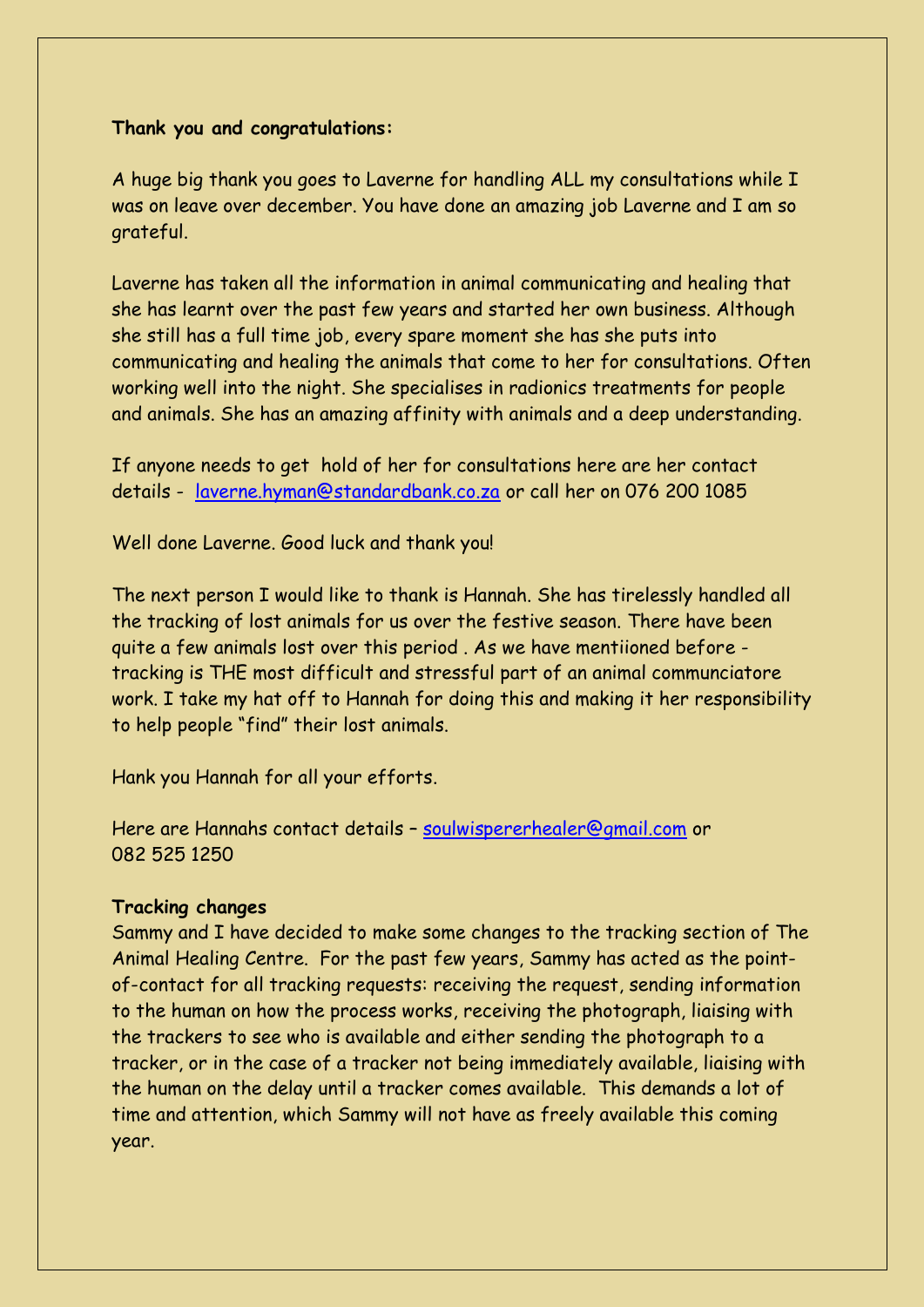**Thank you and congratulations:**

A huge big thank you goes to Laverne for handling ALL my consultations while I was on leave over december. You have done an amazing job Laverne and I am so grateful.

Laverne has taken all the information in animal communicating and healing that she has learnt over the past few years and started her own business. Although she still has a full time job, every spare moment she has she puts into communicating and healing the animals that come to her for consultations. Often working well into the night. She specialises in radionics treatments for people and animals. She has an amazing affinity with animals and a deep understanding.

If anyone needs to get hold of her for consultations here are her contact details - laverne.hyman@standardbank.co.za or call her on 076 200 1085

Well done Laverne. Good luck and thank you!

The next person I would like to thank is Hannah. She has tirelessly handled all the tracking of lost animals for us over the festive season. There have been quite a few animals lost over this period . As we have mentiioned before - tracking is THE most difficult and stressful part of an animal communciatore work. I take my hat off to Hannah for doing this and making it her responsibility to help people "find" their lost animals.

Hank you Hannah for all your efforts.

Here are Hannahs contact details – soulwispererhealer@gmail.com or 082 525 1250

**Tracking changes**

Sammy and I have decided to make some changes to the tracking section of The Animal Healing Centre. For the past few years, Sammy has acted as the point-of-contact for all tracking requests: receiving the request, sending information to the human on how the process works, receiving the photograph, liaising with the trackers to see who is available and either sending the photograph to a tracker, or in the case of a tracker not being immediately available, liaising with the human on the delay until a tracker comes available. This demands a lot of time and attention, which Sammy will not have as freely available this coming year.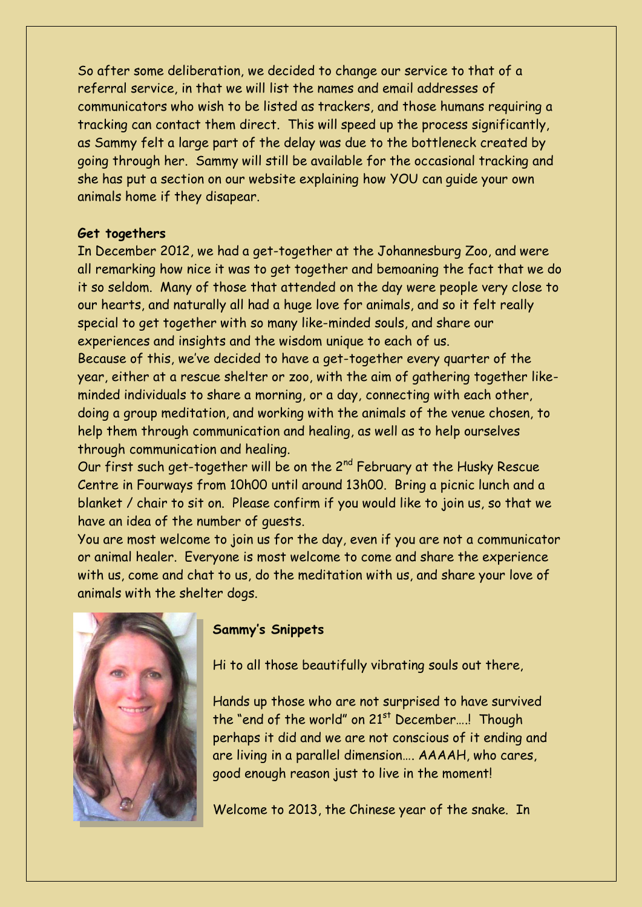So after some deliberation, we decided to change our service to that of a referral service, in that we will list the names and email addresses of communicators who wish to be listed as trackers, and those humans requiring a tracking can contact them direct. This will speed up the process significantly, as Sammy felt a large part of the delay was due to the bottleneck created by going through her. Sammy will still be available for the occasional tracking and she has put a section on our website explaining how YOU can guide your own animals home if they disapear.

**Get togethers**

In December 2012, we had a get-together at the Johannesburg Zoo, and were all remarking how nice it was to get together and bemoaning the fact that we do it so seldom. Many of those that attended on the day were people very close to our hearts, and naturally all had a huge love for animals, and so it felt really special to get together with so many like-minded souls, and share our experiences and insights and the wisdom unique to each of us.

Because of this, we've decided to have a get-together every quarter of the year, either at a rescue shelter or zoo, with the aim of gathering together like-minded individuals to share a morning, or a day, connecting with each other, doing a group meditation, and working with the animals of the venue chosen, to help them through communication and healing, as well as to help ourselves through communication and healing.

Our first such get-together will be on the 2nd February at the Husky Rescue Centre in Fourways from 10h00 until around 13h00. Bring a picnic lunch and a blanket / chair to sit on. Please confirm if you would like to join us, so that we have an idea of the number of guests.

You are most welcome to join us for the day, even if you are not a communicator or animal healer. Everyone is most welcome to come and share the experience with us, come and chat to us, do the meditation with us, and share your love of animals with the shelter dogs.

**Sammy's Snippets**

Hi to all those beautifully vibrating souls out there,

Hands up those who are not surprised to have survived the "end of the world" on 21st December….! Though perhaps it did and we are not conscious of it ending and are living in a parallel dimension…. AAAAH, who cares, good enough reason just to live in the moment!

Welcome to 2013, the Chinese year of the snake. In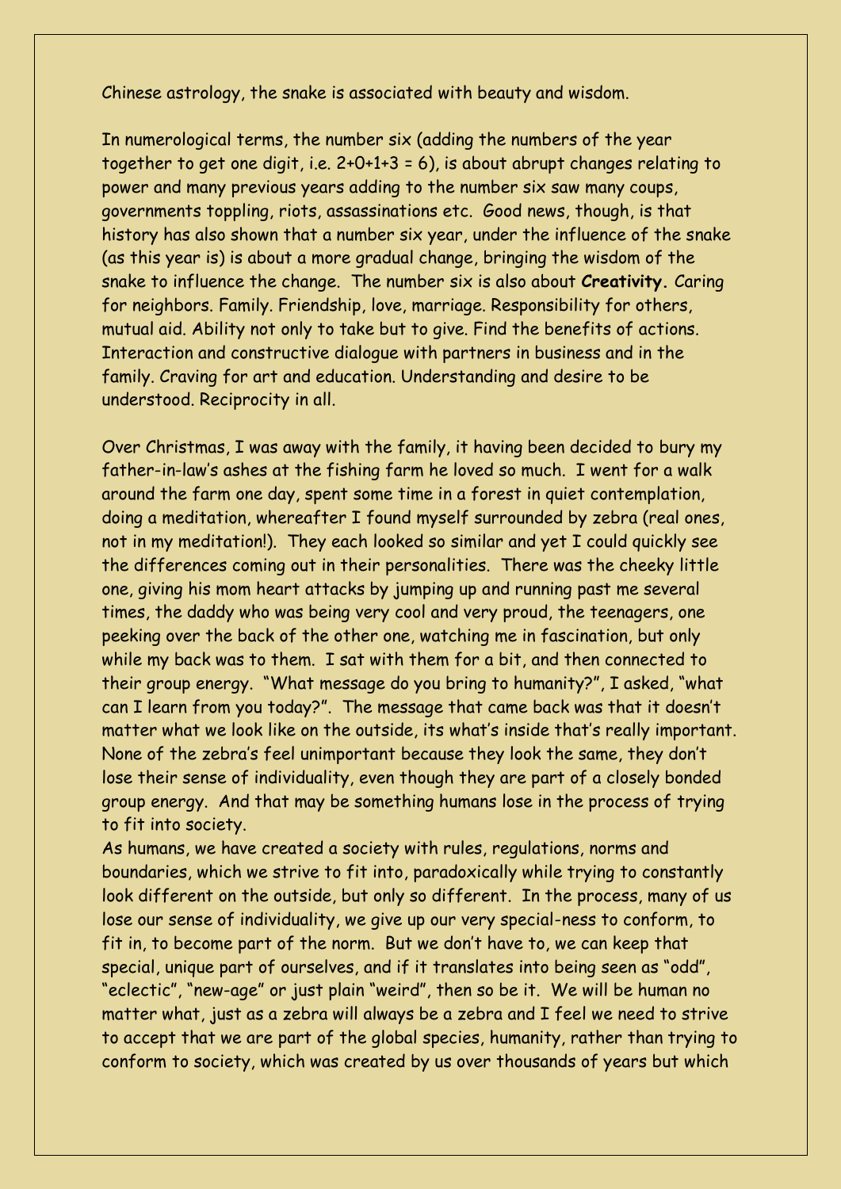Chinese astrology, the snake is associated with beauty and wisdom.

In numerological terms, the number six (adding the numbers of the year together to get one digit, i.e. 2+0+1+3 = 6), is about abrupt changes relating to power and many previous years adding to the number six saw many coups, governments toppling, riots, assassinations etc. Good news, though, is that history has also shown that a number six year, under the influence of the snake (as this year is) is about a more gradual change, bringing the wisdom of the snake to influence the change. The number six is also about **Creativity.** Caring for neighbors. Family. Friendship, love, marriage. Responsibility for others, mutual aid. Ability not only to take but to give. Find the benefits of actions. Interaction and constructive dialogue with partners in business and in the family. Craving for art and education. Understanding and desire to be understood. Reciprocity in all.

Over Christmas, I was away with the family, it having been decided to bury my father-in-law's ashes at the fishing farm he loved so much. I went for a walk around the farm one day, spent some time in a forest in quiet contemplation, doing a meditation, whereafter I found myself surrounded by zebra (real ones, not in my meditation!). They each looked so similar and yet I could quickly see the differences coming out in their personalities. There was the cheeky little one, giving his mom heart attacks by jumping up and running past me several times, the daddy who was being very cool and very proud, the teenagers, one peeking over the back of the other one, watching me in fascination, but only while my back was to them. I sat with them for a bit, and then connected to their group energy. "What message do you bring to humanity?", I asked, "what can I learn from you today?". The message that came back was that it doesn't matter what we look like on the outside, its what's inside that's really important. None of the zebra's feel unimportant because they look the same, they don't lose their sense of individuality, even though they are part of a closely bonded group energy. And that may be something humans lose in the process of trying to fit into society.

As humans, we have created a society with rules, regulations, norms and boundaries, which we strive to fit into, paradoxically while trying to constantly look different on the outside, but only so different. In the process, many of us lose our sense of individuality, we give up our very special-ness to conform, to fit in, to become part of the norm. But we don't have to, we can keep that special, unique part of ourselves, and if it translates into being seen as "odd", "eclectic", "new-age" or just plain "weird", then so be it. We will be human no matter what, just as a zebra will always be a zebra and I feel we need to strive to accept that we are part of the global species, humanity, rather than trying to conform to society, which was created by us over thousands of years but which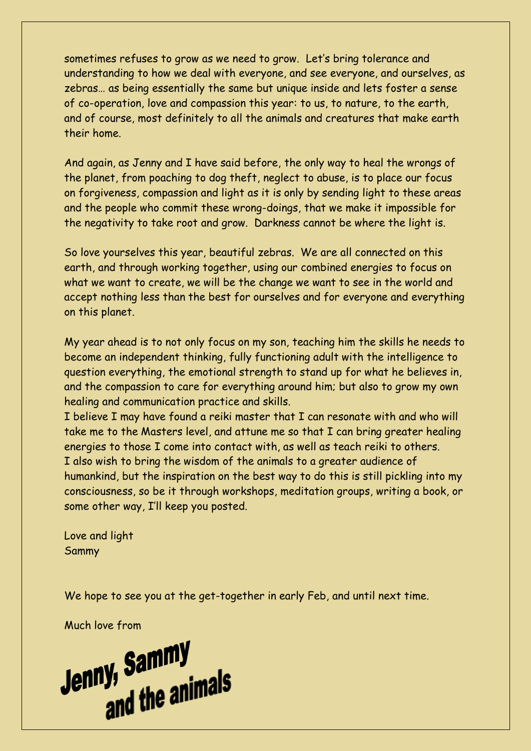sometimes refuses to grow as we need to grow. Let's bring tolerance and understanding to how we deal with everyone, and see everyone, and ourselves, as zebras… as being essentially the same but unique inside and lets foster a sense of co-operation, love and compassion this year: to us, to nature, to the earth, and of course, most definitely to all the animals and creatures that make earth their home.

And again, as Jenny and I have said before, the only way to heal the wrongs of the planet, from poaching to dog theft, neglect to abuse, is to place our focus on forgiveness, compassion and light as it is only by sending light to these areas and the people who commit these wrong-doings, that we make it impossible for the negativity to take root and grow. Darkness cannot be where the light is.

So love yourselves this year, beautiful zebras. We are all connected on this earth, and through working together, using our combined energies to focus on what we want to create, we will be the change we want to see in the world and accept nothing less than the best for ourselves and for everyone and everything on this planet.

My year ahead is to not only focus on my son, teaching him the skills he needs to become an independent thinking, fully functioning adult with the intelligence to question everything, the emotional strength to stand up for what he believes in, and the compassion to care for everything around him; but also to grow my own healing and communication practice and skills.
I believe I may have found a reiki master that I can resonate with and who will take me to the Masters level, and attune me so that I can bring greater healing energies to those I come into contact with, as well as teach reiki to others.
I also wish to bring the wisdom of the animals to a greater audience of humankind, but the inspiration on the best way to do this is still pickling into my consciousness, so be it through workshops, meditation groups, writing a book, or some other way, I'll keep you posted.

Love and light
Sammy

We hope to see you at the get-together in early Feb, and until next time.

Much love from

**Jenny, Sammy and the animals**